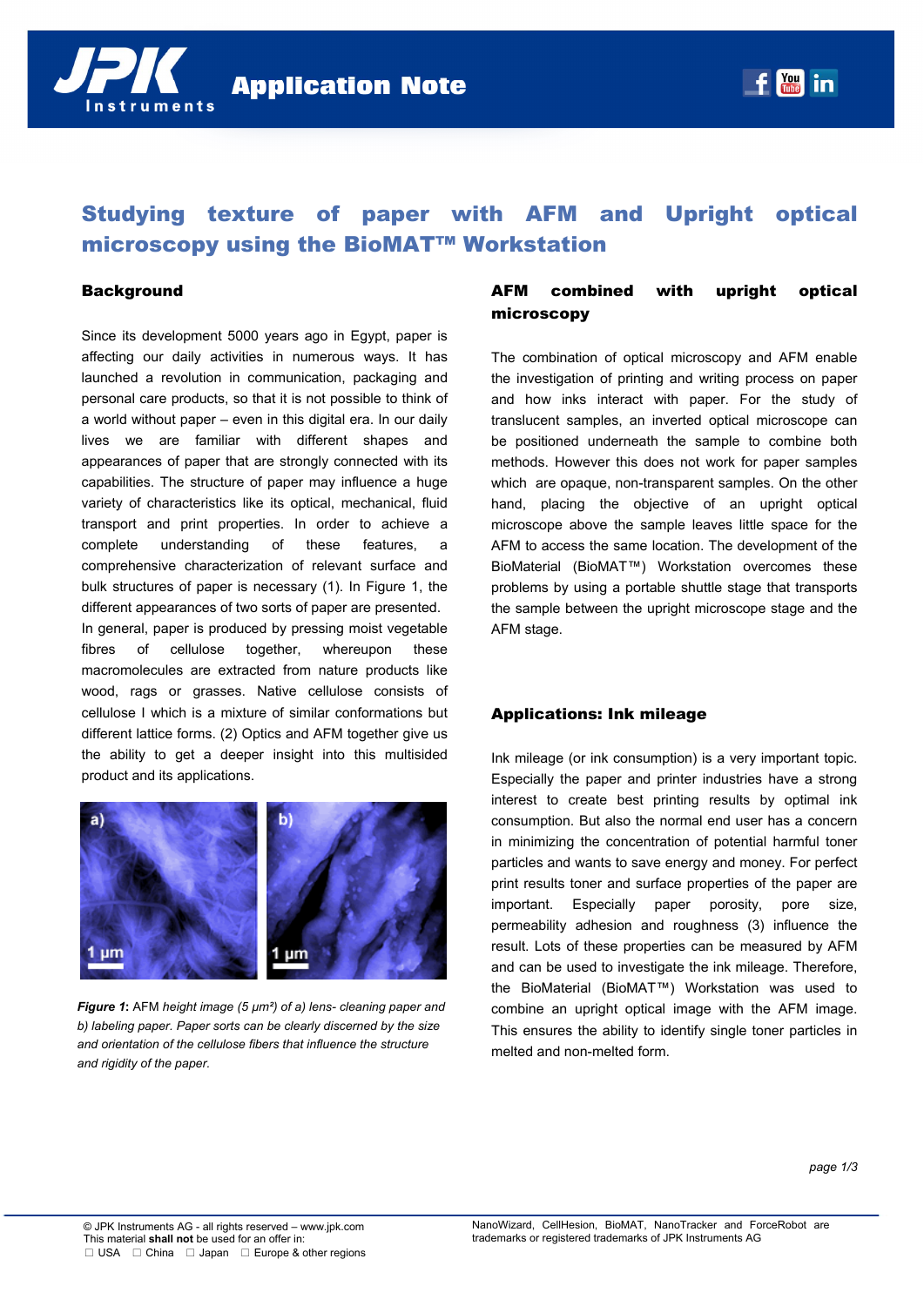# Studying texture of paper with AFM and Upright optical microscopy using the BioMAT™ Workstation

## Background

Since its development 5000 years ago in Egypt, paper is affecting our daily activities in numerous ways. It has launched a revolution in communication, packaging and personal care products, so that it is not possible to think of a world without paper – even in this digital era. In our daily lives we are familiar with different shapes and appearances of paper that are strongly connected with its capabilities. The structure of paper may influence a huge variety of characteristics like its optical, mechanical, fluid transport and print properties. In order to achieve a complete understanding of these features, a comprehensive characterization of relevant surface and bulk structures of paper is necessary (1). In Figure 1, the different appearances of two sorts of paper are presented.

In general, paper is produced by pressing moist vegetable fibres of cellulose together, whereupon these macromolecules are extracted from nature products like wood, rags or grasses. Native cellulose consists of cellulose I which is a mixture of similar conformations but different lattice forms. (2) Optics and AFM together give us the ability to get a deeper insight into this multisided product and its applications.

***Figure 1***: AFM *height image (5 µm²) of a) lens- cleaning paper and b) labeling paper. Paper sorts can be clearly discerned by the size and orientation of the cellulose fibers that influence the structure and rigidity of the paper.*

## AFM combined with upright optical microscopy

The combination of optical microscopy and AFM enable the investigation of printing and writing process on paper and how inks interact with paper. For the study of translucent samples, an inverted optical microscope can be positioned underneath the sample to combine both methods. However this does not work for paper samples which are opaque, non-transparent samples. On the other hand, placing the objective of an upright optical microscope above the sample leaves little space for the AFM to access the same location. The development of the BioMaterial (BioMAT™) Workstation overcomes these problems by using a portable shuttle stage that transports the sample between the upright microscope stage and the AFM stage.

## Applications: Ink mileage

Ink mileage (or ink consumption) is a very important topic. Especially the paper and printer industries have a strong interest to create best printing results by optimal ink consumption. But also the normal end user has a concern in minimizing the concentration of potential harmful toner particles and wants to save energy and money. For perfect print results toner and surface properties of the paper are important. Especially paper porosity, pore size, permeability adhesion and roughness (3) influence the result. Lots of these properties can be measured by AFM and can be used to investigate the ink mileage. Therefore, the BioMaterial (BioMAT™) Workstation was used to combine an upright optical image with the AFM image. This ensures the ability to identify single toner particles in melted and non-melted form.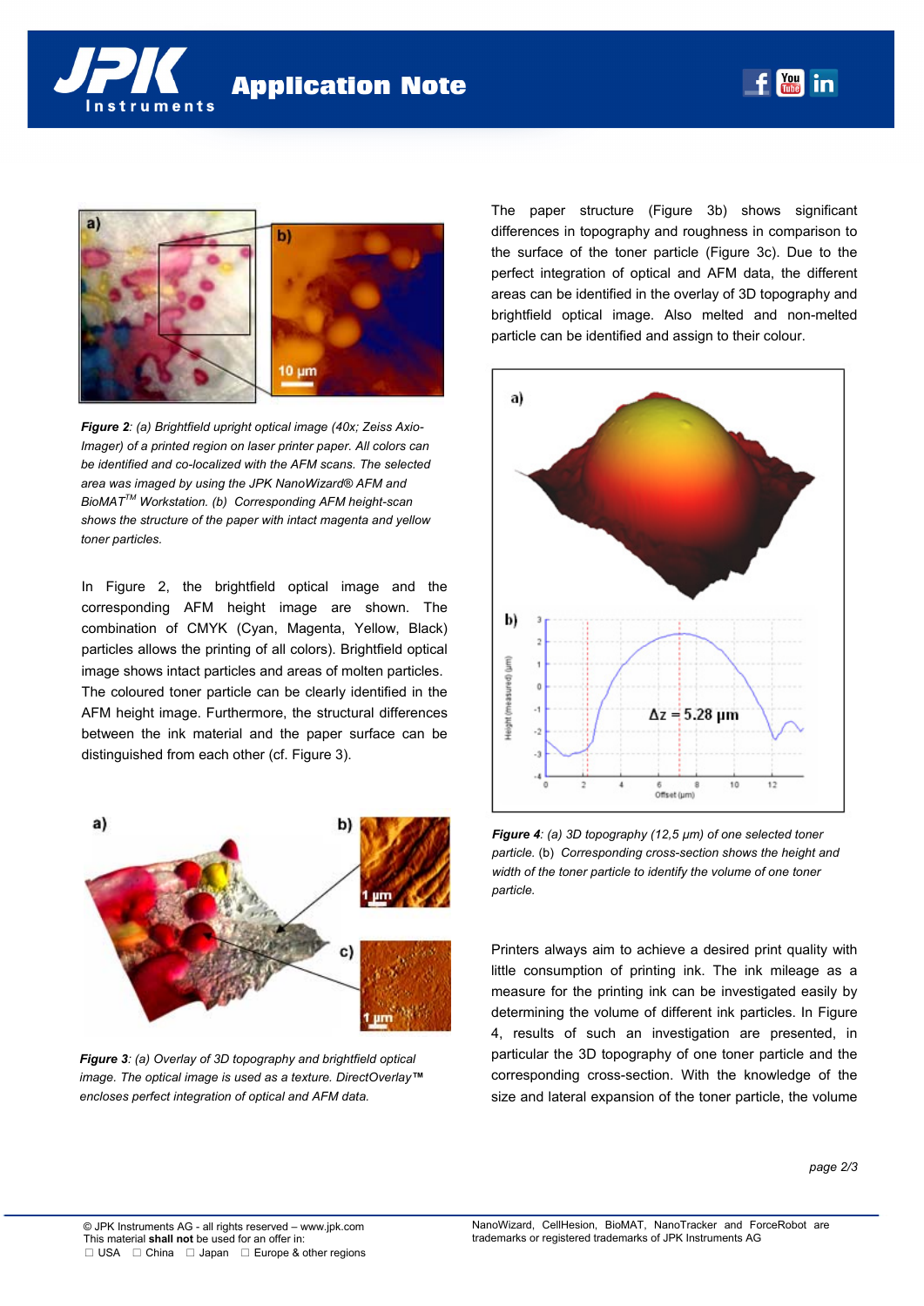*Figure 2: (a) Brightfield upright optical image (40x; Zeiss Axio-Imager) of a printed region on laser printer paper. All colors can be identified and co-localized with the AFM scans. The selected area was imaged by using the JPK NanoWizard® AFM and BioMAT™ Workstation. (b) Corresponding AFM height-scan shows the structure of the paper with intact magenta and yellow toner particles.*

In Figure 2, the brightfield optical image and the corresponding AFM height image are shown. The combination of CMYK (Cyan, Magenta, Yellow, Black) particles allows the printing of all colors). Brightfield optical image shows intact particles and areas of molten particles. The coloured toner particle can be clearly identified in the AFM height image. Furthermore, the structural differences between the ink material and the paper surface can be distinguished from each other (cf. Figure 3).

*Figure 3: (a) Overlay of 3D topography and brightfield optical image. The optical image is used as a texture. DirectOverlay™ encloses perfect integration of optical and AFM data.*

The paper structure (Figure 3b) shows significant differences in topography and roughness in comparison to the surface of the toner particle (Figure 3c). Due to the perfect integration of optical and AFM data, the different areas can be identified in the overlay of 3D topography and brightfield optical image. Also melted and non-melted particle can be identified and assign to their colour.

*Figure 4: (a) 3D topography (12,5 µm) of one selected toner particle.* (b) *Corresponding cross-section shows the height and width of the toner particle to identify the volume of one toner particle.*

Printers always aim to achieve a desired print quality with little consumption of printing ink. The ink mileage as a measure for the printing ink can be investigated easily by determining the volume of different ink particles. In Figure 4, results of such an investigation are presented, in particular the 3D topography of one toner particle and the corresponding cross-section. With the knowledge of the size and lateral expansion of the toner particle, the volume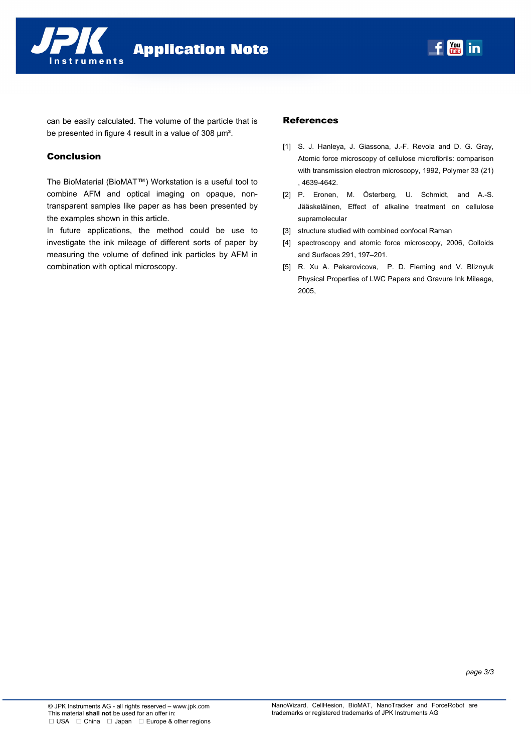can be easily calculated. The volume of the particle that is be presented in figure 4 result in a value of 308 µm³.

## Conclusion

The BioMaterial (BioMAT™) Workstation is a useful tool to combine AFM and optical imaging on opaque, non-transparent samples like paper as has been presented by the examples shown in this article.

In future applications, the method could be use to investigate the ink mileage of different sorts of paper by measuring the volume of defined ink particles by AFM in combination with optical microscopy.

## References

[1] S. J. Hanleya, J. Giassona, J.-F. Revola and D. G. Gray, Atomic force microscopy of cellulose microfibrils: comparison with transmission electron microscopy, 1992, Polymer 33 (21) , 4639-4642.

[2] P. Eronen, M. Österberg, U. Schmidt, and A.-S. Jääskeläinen, Effect of alkaline treatment on cellulose supramolecular

[3] structure studied with combined confocal Raman

[4] spectroscopy and atomic force microscopy, 2006, Colloids and Surfaces 291, 197–201.

[5] R. Xu A. Pekarovicova, P. D. Fleming and V. Bliznyuk Physical Properties of LWC Papers and Gravure Ink Mileage, 2005,

© JPK Instruments AG - all rights reserved – www.jpk.com
This material **shall not** be used for an offer in:
☐ USA ☐ China ☐ Japan ☐ Europe & other regions

NanoWizard, CellHesion, BioMAT, NanoTracker and ForceRobot are trademarks or registered trademarks of JPK Instruments AG